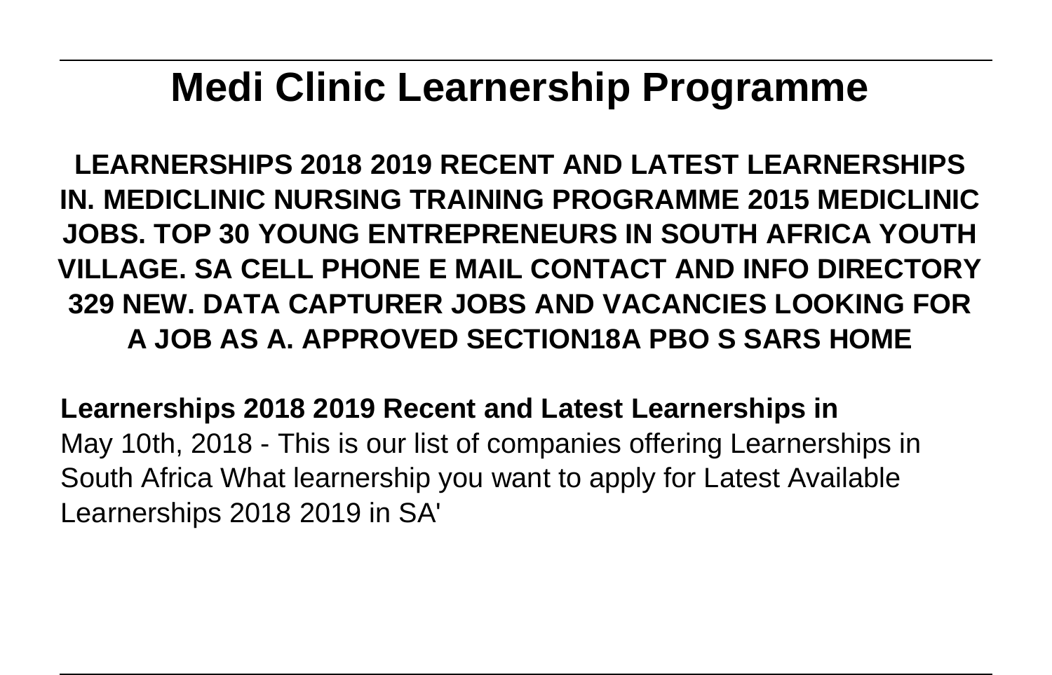# Medi Clinic Learnership Programme

**LEARNERSHIPS 2018 2019 RECENT AND LATEST LEARNERSHIPS IN. MEDICLINIC NURSING TRAINING PROGRAMME 2015 MEDICLINIC JOBS. TOP 30 YOUNG ENTREPRENEURS IN SOUTH AFRICA YOUTH VILLAGE. SA CELL PHONE E MAIL CONTACT AND INFO DIRECTORY 329 NEW. DATA CAPTURER JOBS AND VACANCIES LOOKING FOR A JOB AS A. APPROVED SECTION18A PBO S SARS HOME**

**Learnerships 2018 2019 Recent and Latest Learnerships in**

May 10th, 2018 - This is our list of companies offering Learnerships in South Africa What learnership you want to apply for Latest Available Learnerships 2018 2019 in SA'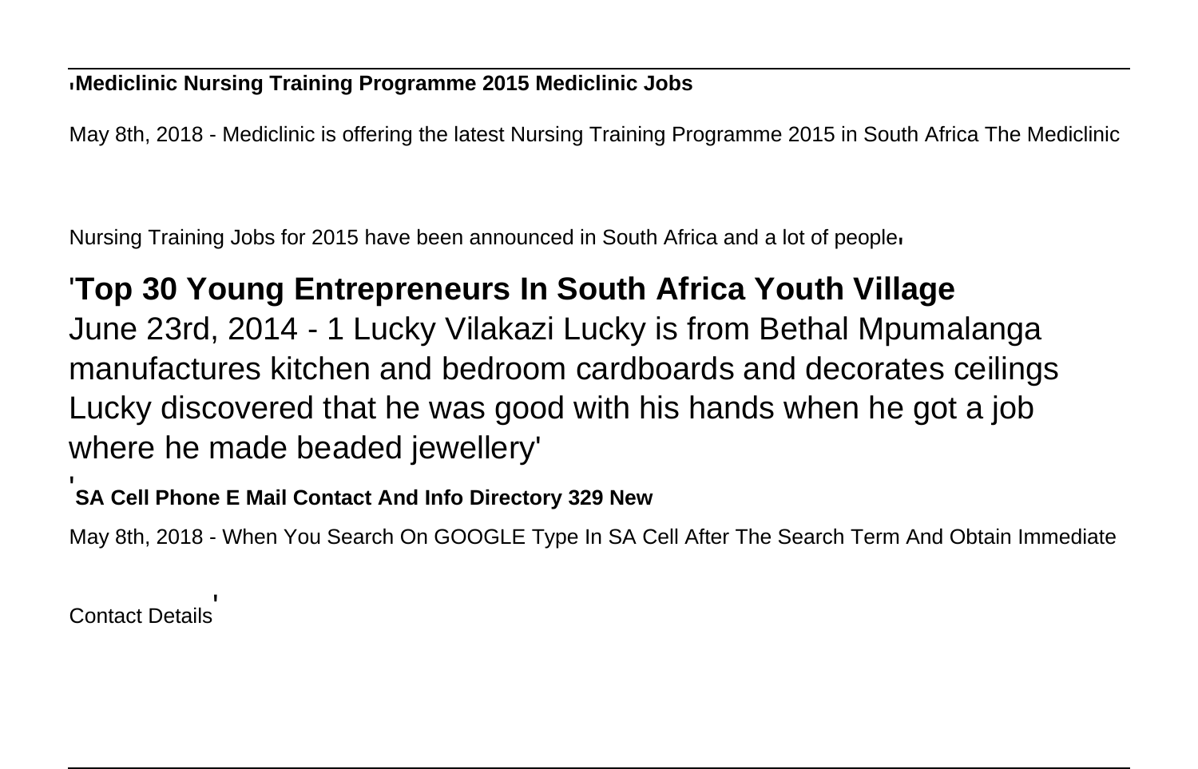'**Mediclinic Nursing Training Programme 2015 Mediclinic Jobs**

May 8th, 2018 - Mediclinic is offering the latest Nursing Training Programme 2015 in South Africa The Mediclinic Nursing Training Jobs for 2015 have been announced in South Africa and a lot of people'

'**Top 30 Young Entrepreneurs In South Africa Youth Village**

June 23rd, 2014 - 1 Lucky Vilakazi Lucky is from Bethal Mpumalanga manufactures kitchen and bedroom cardboards and decorates ceilings Lucky discovered that he was good with his hands when he got a job where he made beaded jewellery'

'**SA Cell Phone E Mail Contact And Info Directory 329 New**

May 8th, 2018 - When You Search On GOOGLE Type In SA Cell After The Search Term And Obtain Immediate Contact Details'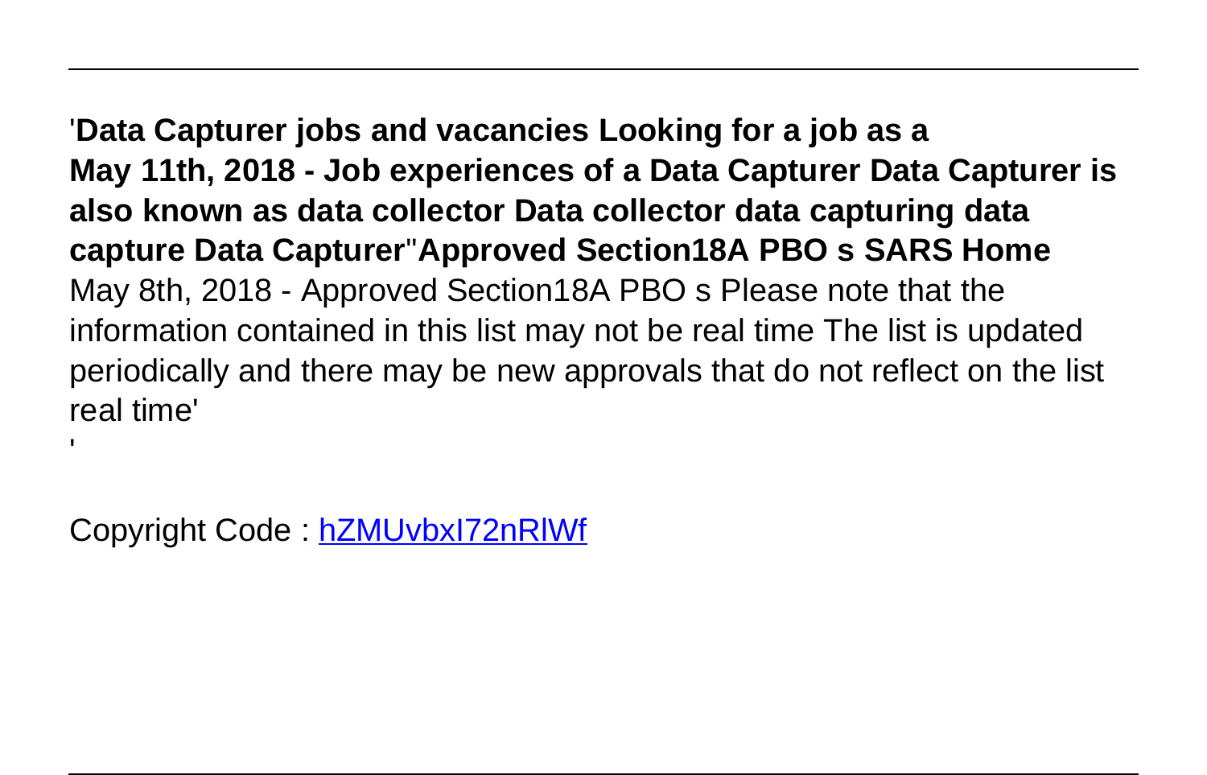'**Data Capturer jobs and vacancies Looking for a job as a May 11th, 2018 - Job experiences of a Data Capturer Data Capturer is also known as data collector Data collector data capturing data capture Data Capturer**''**Approved Section18A PBO s SARS Home**
May 8th, 2018 - Approved Section18A PBO s Please note that the information contained in this list may not be real time The list is updated periodically and there may be new approvals that do not reflect on the list real time'
'

Copyright Code : hZMUvbxI72nRlWf